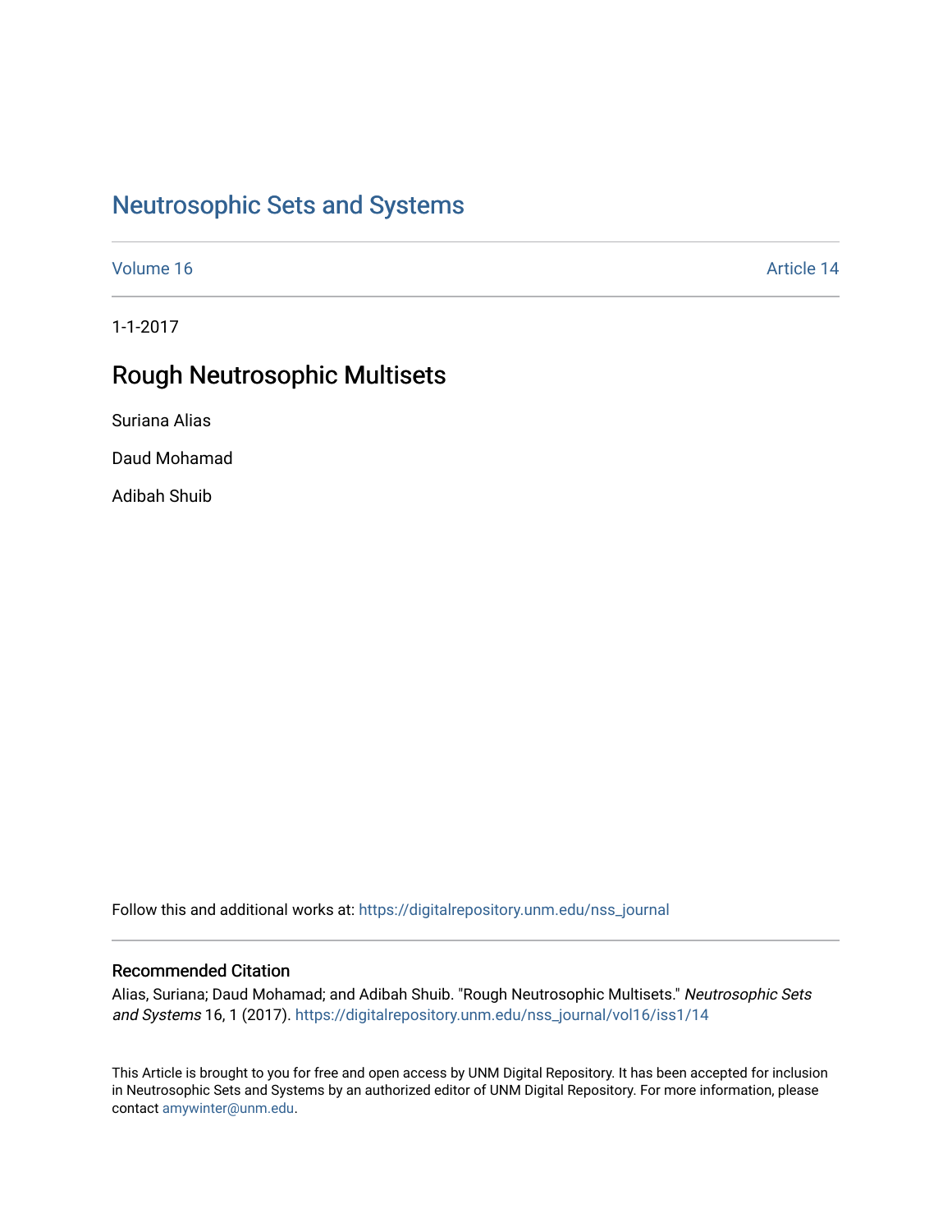# Neutrosophic Sets and Systems

Volume 16

Article 14

1-1-2017

## Rough Neutrosophic Multisets

Suriana Alias

Daud Mohamad

Adibah Shuib

Follow this and additional works at: https://digitalrepository.unm.edu/nss_journal

### Recommended Citation

Alias, Suriana; Daud Mohamad; and Adibah Shuib. "Rough Neutrosophic Multisets." *Neutrosophic Sets and Systems* 16, 1 (2017). https://digitalrepository.unm.edu/nss_journal/vol16/iss1/14

This Article is brought to you for free and open access by UNM Digital Repository. It has been accepted for inclusion in Neutrosophic Sets and Systems by an authorized editor of UNM Digital Repository. For more information, please contact amywinter@unm.edu.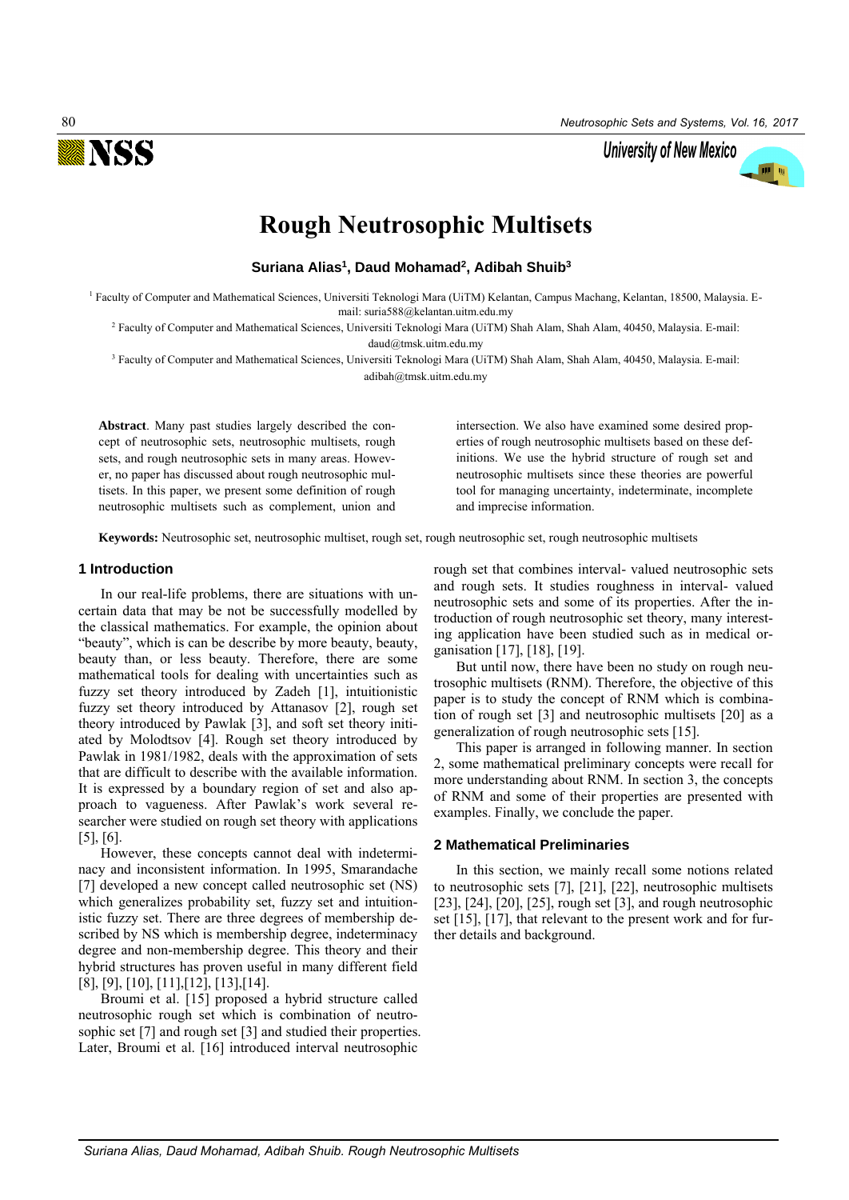# Rough Neutrosophic Multisets

**Suriana Alias[1], Daud Mohamad[2], Adibah Shuib[3]**

[1] Faculty of Computer and Mathematical Sciences, Universiti Teknologi Mara (UiTM) Kelantan, Campus Machang, Kelantan, 18500, Malaysia. E-mail: suria588@kelantan.uitm.edu.my

[2] Faculty of Computer and Mathematical Sciences, Universiti Teknologi Mara (UiTM) Shah Alam, Shah Alam, 40450, Malaysia. E-mail: daud@tmsk.uitm.edu.my

[3] Faculty of Computer and Mathematical Sciences, Universiti Teknologi Mara (UiTM) Shah Alam, Shah Alam, 40450, Malaysia. E-mail: adibah@tmsk.uitm.edu.my

**Abstract**. Many past studies largely described the concept of neutrosophic sets, neutrosophic multisets, rough sets, and rough neutrosophic sets in many areas. However, no paper has discussed about rough neutrosophic multisets. In this paper, we present some definition of rough neutrosophic multisets such as complement, union and intersection. We also have examined some desired properties of rough neutrosophic multisets based on these definitions. We use the hybrid structure of rough set and neutrosophic multisets since these theories are powerful tool for managing uncertainty, indeterminate, incomplete and imprecise information.

**Keywords:** Neutrosophic set, neutrosophic multiset, rough set, rough neutrosophic set, rough neutrosophic multisets

## 1 Introduction

In our real-life problems, there are situations with uncertain data that may be not be successfully modelled by the classical mathematics. For example, the opinion about "beauty", which is can be describe by more beauty, beauty, beauty than, or less beauty. Therefore, there are some mathematical tools for dealing with uncertainties such as fuzzy set theory introduced by Zadeh [1], intuitionistic fuzzy set theory introduced by Attanasov [2], rough set theory introduced by Pawlak [3], and soft set theory initiated by Molodtsov [4]. Rough set theory introduced by Pawlak in 1981/1982, deals with the approximation of sets that are difficult to describe with the available information. It is expressed by a boundary region of set and also approach to vagueness. After Pawlak's work several researcher were studied on rough set theory with applications [5], [6].

However, these concepts cannot deal with indeterminacy and inconsistent information. In 1995, Smarandache [7] developed a new concept called neutrosophic set (NS) which generalizes probability set, fuzzy set and intuitionistic fuzzy set. There are three degrees of membership described by NS which is membership degree, indeterminacy degree and non-membership degree. This theory and their hybrid structures has proven useful in many different field [8], [9], [10], [11],[12], [13],[14].

Broumi et al. [15] proposed a hybrid structure called neutrosophic rough set which is combination of neutrosophic set [7] and rough set [3] and studied their properties. Later, Broumi et al. [16] introduced interval neutrosophic rough set that combines interval- valued neutrosophic sets and rough sets. It studies roughness in interval- valued neutrosophic sets and some of its properties. After the introduction of rough neutrosophic set theory, many interesting application have been studied such as in medical organisation [17], [18], [19].

But until now, there have been no study on rough neutrosophic multisets (RNM). Therefore, the objective of this paper is to study the concept of RNM which is combination of rough set [3] and neutrosophic multisets [20] as a generalization of rough neutrosophic sets [15].

This paper is arranged in following manner. In section 2, some mathematical preliminary concepts were recall for more understanding about RNM. In section 3, the concepts of RNM and some of their properties are presented with examples. Finally, we conclude the paper.

## 2 Mathematical Preliminaries

In this section, we mainly recall some notions related to neutrosophic sets [7], [21], [22], neutrosophic multisets [23], [24], [20], [25], rough set [3], and rough neutrosophic set [15], [17], that relevant to the present work and for further details and background.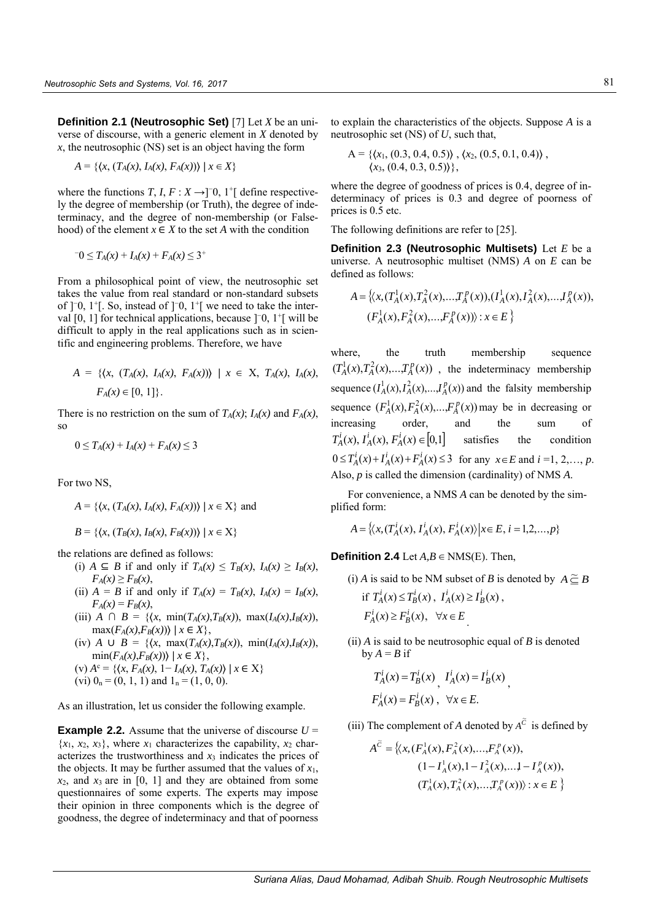**Definition 2.1 (Neutrosophic Set)** [7] Let $X$ be an universe of discourse, with a generic element in $X$ denoted by $x$, the neutrosophic (NS) set is an object having the form

$$A = \{\langle x, (T_A(x), I_A(x), F_A(x))\rangle \mid x \in X\}$$

where the functions $T, I, F : X \rightarrow ]^{-}0, 1^{+}[$ define respectively the degree of membership (or Truth), the degree of indeterminacy, and the degree of non-membership (or Falsehood) of the element $x \in X$ to the set $A$ with the condition

$$^{-}0 \leq T_A(x) + I_A(x) + F_A(x) \leq 3^{+}$$

From a philosophical point of view, the neutrosophic set takes the value from real standard or non-standard subsets of $]^{-}0, 1^{+}[$. So, instead of $]^{-}0, 1^{+}[$ we need to take the interval $[0, 1]$ for technical applications, because $]^{-}0, 1^{+}[$ will be difficult to apply in the real applications such as in scientific and engineering problems. Therefore, we have

$$A = \{\langle x, (T_A(x), I_A(x), F_A(x))\rangle \mid x \in X, T_A(x), I_A(x), F_A(x) \in [0, 1]\}.$$

There is no restriction on the sum of $T_A(x)$; $I_A(x)$ and $F_A(x)$, so

$$0 \leq T_A(x) + I_A(x) + F_A(x) \leq 3$$

For two NS,

$$A = \{\langle x, (T_A(x), I_A(x), F_A(x))\rangle \mid x \in X\} \text{ and}$$

$$B = \{\langle x, (T_B(x), I_B(x), F_B(x))\rangle \mid x \in X\}$$

the relations are defined as follows:

(i) $A \subseteq B$ if and only if $T_A(x) \leq T_B(x)$, $I_A(x) \geq I_B(x)$, $F_A(x) \geq F_B(x)$,

(ii) $A = B$ if and only if $T_A(x) = T_B(x)$, $I_A(x) = I_B(x)$, $F_A(x) = F_B(x)$,

(iii) $A \cap B = \{\langle x, \min(T_A(x),T_B(x)), \max(I_A(x),I_B(x)), \max(F_A(x),F_B(x))\rangle \mid x \in X\}$,

(iv) $A \cup B = \{\langle x, \max(T_A(x),T_B(x)), \min(I_A(x),I_B(x)), \min(F_A(x),F_B(x))\rangle \mid x \in X\}$,

(v) $A^c = \{\langle x, F_A(x), 1 - I_A(x), T_A(x)\rangle \mid x \in X\}$

(vi) $0_n = (0, 1, 1)$ and $1_n = (1, 0, 0)$.

As an illustration, let us consider the following example.

**Example 2.2.** Assume that the universe of discourse $U = \{x_1, x_2, x_3\}$, where $x_1$ characterizes the capability, $x_2$ characterizes the trustworthiness and $x_3$ indicates the prices of the objects. It may be further assumed that the values of $x_1$, $x_2$, and $x_3$ are in $[0, 1]$ and they are obtained from some questionnaires of some experts. The experts may impose their opinion in three components which is the degree of goodness, the degree of indeterminacy and that of poorness to explain the characteristics of the objects. Suppose $A$ is a neutrosophic set (NS) of $U$, such that,

$$A = \{\langle x_1, (0.3, 0.4, 0.5)\rangle, \langle x_2, (0.5, 0.1, 0.4)\rangle, \langle x_3, (0.4, 0.3, 0.5)\rangle\},$$

where the degree of goodness of prices is 0.4, degree of indeterminacy of prices is 0.3 and degree of poorness of prices is 0.5 etc.

The following definitions are refer to [25].

**Definition 2.3 (Neutrosophic Multisets)** Let $E$ be a universe. A neutrosophic multiset (NMS) $A$ on $E$ can be defined as follows:

$$A = \{\langle x, (T_A^1(x), T_A^2(x), \ldots, T_A^p(x)), (I_A^1(x), I_A^2(x), \ldots, I_A^p(x)), (F_A^1(x), F_A^2(x), \ldots, F_A^p(x))\rangle : x \in E\}$$

where, the truth membership sequence $(T_A^1(x), T_A^2(x), \ldots, T_A^p(x))$, the indeterminacy membership sequence $(I_A^1(x), I_A^2(x), \ldots, I_A^p(x))$ and the falsity membership sequence $(F_A^1(x), F_A^2(x), \ldots, F_A^p(x))$ may be in decreasing or increasing order, and the sum of $T_A^i(x), I_A^i(x), F_A^i(x) \in [0,1]$ satisfies the condition $0 \leq T_A^i(x) + I_A^i(x) + F_A^i(x) \leq 3$ for any $x \in E$ and $i = 1, 2, \ldots, p$. Also, $p$ is called the dimension (cardinality) of NMS $A$.

For convenience, a NMS $A$ can be denoted by the simplified form:

$$A = \{\langle x, (T_A^i(x), I_A^i(x), F_A^i(x)\rangle \mid x \in E, i = 1, 2, \ldots, p\}$$

**Definition 2.4** Let $A, B \in \text{NMS}(E)$. Then,

(i) $A$ is said to be NM subset of $B$ is denoted by $A \tilde{\subseteq} B$ if $T_A^i(x) \leq T_B^i(x)$, $I_A^i(x) \geq I_B^i(x)$, $F_A^i(x) \geq F_B^i(x)$, $\forall x \in E$.

(ii) $A$ is said to be neutrosophic equal of $B$ is denoted by $A = B$ if

$$T_A^i(x) = T_B^i(x), \quad I_A^i(x) = I_B^i(x), \quad F_A^i(x) = F_B^i(x), \quad \forall x \in E.$$

(iii) The complement of $A$ denoted by $A^{\tilde{C}}$ is defined by

$$A^{\tilde{C}} = \{\langle x, (F_A^1(x), F_A^2(x), \ldots, F_A^p(x)), (1 - I_A^1(x), 1 - I_A^2(x), \ldots, 1 - I_A^p(x)), (T_A^1(x), T_A^2(x), \ldots, T_A^p(x))\rangle : x \in E\}$$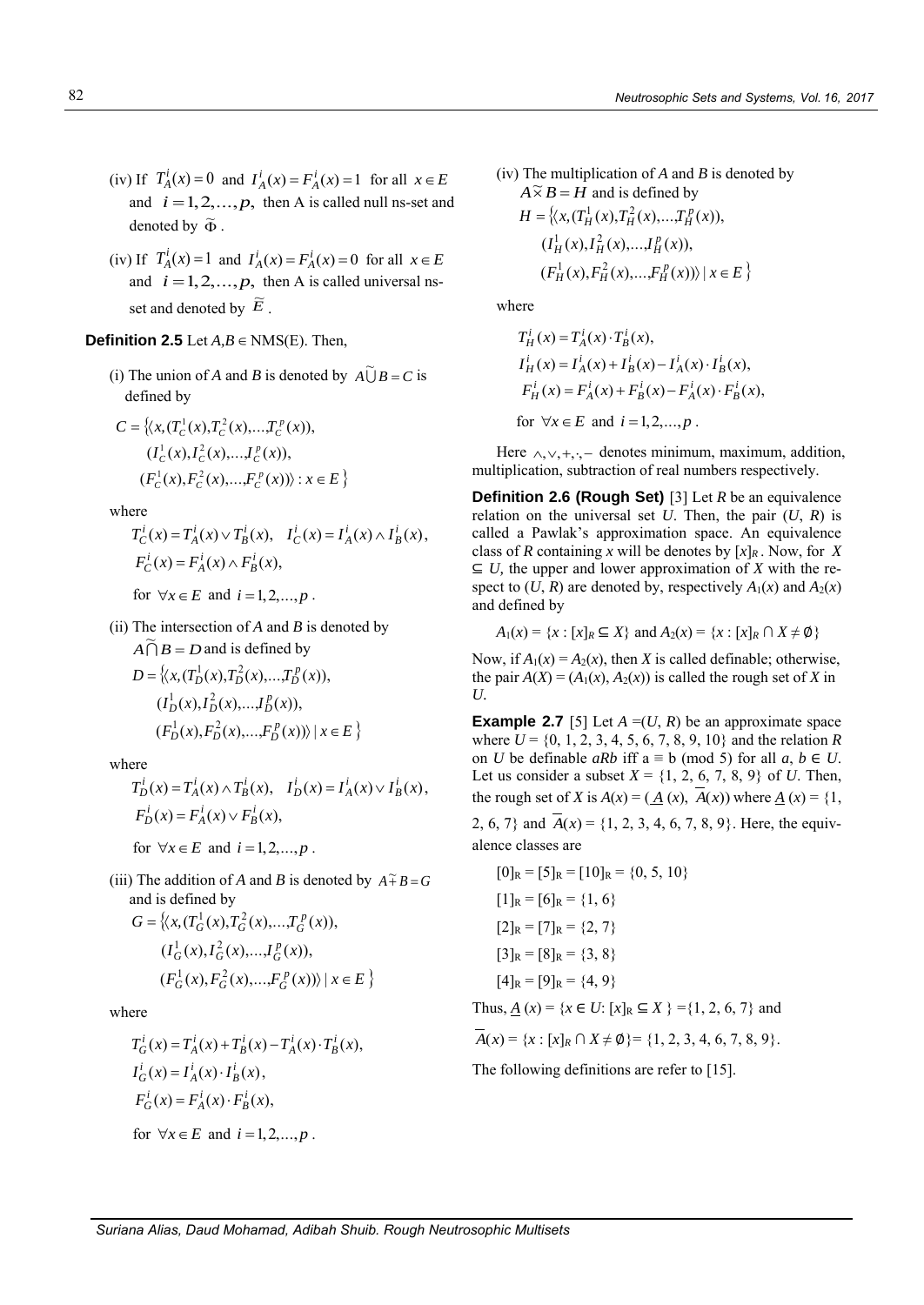(iv) If $T_A^i(x) = 0$ and $I_A^i(x) = F_A^i(x) = 1$ for all $x \in E$ and $i = 1, 2, \ldots, p$, then A is called null ns-set and denoted by $\widetilde{\Phi}$.

(iv) If $T_A^i(x) = 1$ and $I_A^i(x) = F_A^i(x) = 0$ for all $x \in E$ and $i = 1, 2, \ldots, p$, then A is called universal ns-set and denoted by $\widetilde{E}$.

**Definition 2.5** Let $A, B \in$ NMS(E). Then,

(i) The union of *A* and *B* is denoted by $A \widetilde{\bigcup} B = C$ is defined by

$$C = \{\langle x, (T_C^1(x), T_C^2(x), \ldots, T_C^p(x)), (I_C^1(x), I_C^2(x), \ldots, I_C^p(x)), (F_C^1(x), F_C^2(x), \ldots, F_C^p(x))\rangle : x \in E\}$$

where

$$T_C^i(x) = T_A^i(x) \vee T_B^i(x), \quad I_C^i(x) = I_A^i(x) \wedge I_B^i(x), \quad F_C^i(x) = F_A^i(x) \wedge F_B^i(x),$$

for $\forall x \in E$ and $i = 1, 2, \ldots, p$.

(ii) The intersection of *A* and *B* is denoted by $A \widetilde{\bigcap} B = D$ and is defined by

$$D = \{\langle x, (T_D^1(x), T_D^2(x), \ldots, T_D^p(x)), (I_D^1(x), I_D^2(x), \ldots, I_D^p(x)), (F_D^1(x), F_D^2(x), \ldots, F_D^p(x))\rangle \mid x \in E\}$$

where

$$T_D^i(x) = T_A^i(x) \wedge T_B^i(x), \quad I_D^i(x) = I_A^i(x) \vee I_B^i(x), \quad F_D^i(x) = F_A^i(x) \vee F_B^i(x),$$

for $\forall x \in E$ and $i = 1, 2, \ldots, p$.

(iii) The addition of *A* and *B* is denoted by $A \widetilde{+} B = G$ and is defined by

$$G = \{\langle x, (T_G^1(x), T_G^2(x), \ldots, T_G^p(x)), (I_G^1(x), I_G^2(x), \ldots, I_G^p(x)), (F_G^1(x), F_G^2(x), \ldots, F_G^p(x))\rangle \mid x \in E\}$$

where

$$T_G^i(x) = T_A^i(x) + T_B^i(x) - T_A^i(x) \cdot T_B^i(x),$$
$$I_G^i(x) = I_A^i(x) \cdot I_B^i(x),$$
$$F_G^i(x) = F_A^i(x) \cdot F_B^i(x),$$

for $\forall x \in E$ and $i = 1, 2, \ldots, p$.

(iv) The multiplication of *A* and *B* is denoted by $A \widetilde{\times} B = H$ and is defined by

$$H = \{\langle x, (T_H^1(x), T_H^2(x), \ldots, T_H^p(x)), (I_H^1(x), I_H^2(x), \ldots, I_H^p(x)), (F_H^1(x), F_H^2(x), \ldots, F_H^p(x))\rangle \mid x \in E\}$$

where

$$T_H^i(x) = T_A^i(x) \cdot T_B^i(x),$$
$$I_H^i(x) = I_A^i(x) + I_B^i(x) - I_A^i(x) \cdot I_B^i(x),$$
$$F_H^i(x) = F_A^i(x) + F_B^i(x) - F_A^i(x) \cdot F_B^i(x),$$

for $\forall x \in E$ and $i = 1, 2, \ldots, p$.

Here $\wedge, \vee, +, \cdot, -$ denotes minimum, maximum, addition, multiplication, subtraction of real numbers respectively.

**Definition 2.6 (Rough Set)** [3] Let *R* be an equivalence relation on the universal set *U*. Then, the pair (*U*, *R*) is called a Pawlak's approximation space. An equivalence class of *R* containing *x* will be denotes by $[x]_R$. Now, for $X \subseteq U$, the upper and lower approximation of *X* with the respect to (*U*, *R*) are denoted by, respectively $A_1(x)$ and $A_2(x)$ and defined by

$$A_1(x) = \{x : [x]_R \subseteq X\} \text{ and } A_2(x) = \{x : [x]_R \cap X \neq \emptyset\}$$

Now, if $A_1(x) = A_2(x)$, then *X* is called definable; otherwise, the pair $A(X) = (A_1(x), A_2(x))$ is called the rough set of *X* in *U*.

**Example 2.7** [5] Let $A = (U, R)$ be an approximate space where $U = \{0, 1, 2, 3, 4, 5, 6, 7, 8, 9, 10\}$ and the relation *R* on *U* be definable *aRb* iff $a \equiv b \pmod 5$ for all $a, b \in U$. Let us consider a subset $X = \{1, 2, 6, 7, 8, 9\}$ of *U*. Then, the rough set of *X* is $A(x) = (\underline{A}(x), \overline{A}(x))$ where $\underline{A}(x) = \{1, 2, 6, 7\}$ and $\overline{A}(x) = \{1, 2, 3, 4, 6, 7, 8, 9\}$. Here, the equivalence classes are

$[0]_R = [5]_R = [10]_R = \{0, 5, 10\}$

$[1]_R = [6]_R = \{1, 6\}$

$[2]_R = [7]_R = \{2, 7\}$

$[3]_R = [8]_R = \{3, 8\}$

$[4]_R = [9]_R = \{4, 9\}$

Thus, $\underline{A}(x) = \{x \in U : [x]_R \subseteq X\} = \{1, 2, 6, 7\}$ and

$\overline{A}(x) = \{x : [x]_R \cap X \neq \emptyset\} = \{1, 2, 3, 4, 6, 7, 8, 9\}$.

The following definitions are refer to [15].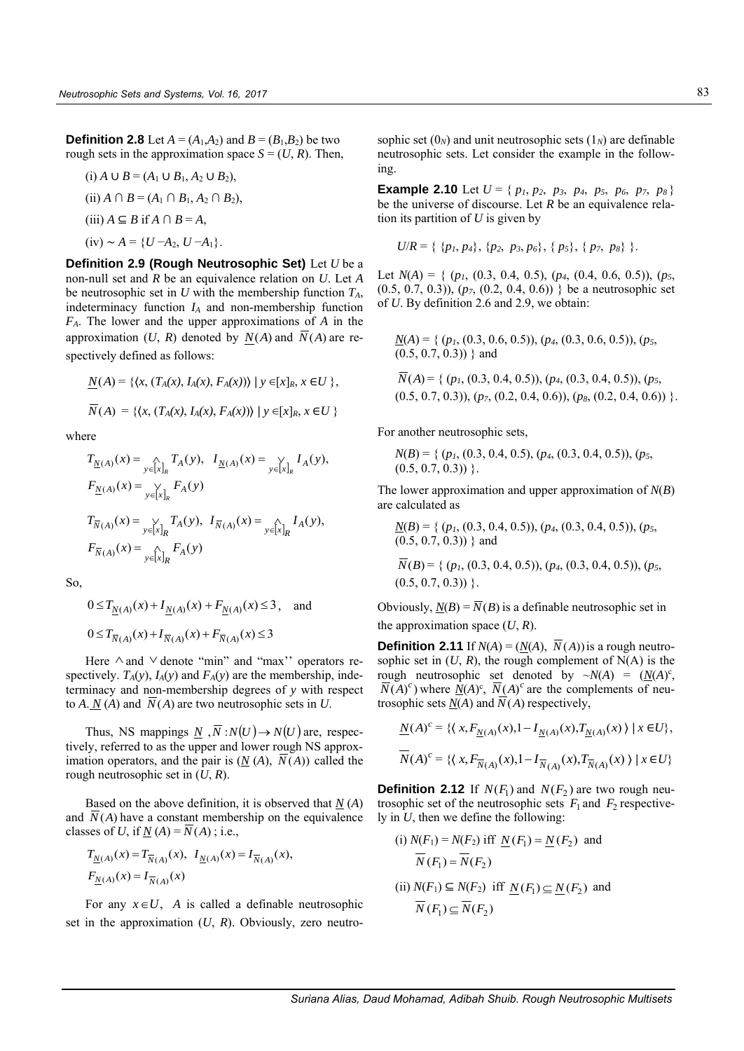**Definition 2.8** Let $A = (A_1, A_2)$ and $B = (B_1, B_2)$ be two rough sets in the approximation space $S = (U, R)$. Then,

(i) $A \cup B = (A_1 \cup B_1, A_2 \cup B_2)$,

(ii) $A \cap B = (A_1 \cap B_1, A_2 \cap B_2)$,

(iii) $A \subseteq B$ if $A \cap B = A$,

(iv) $\sim A = \{U - A_2, U - A_1\}$.

**Definition 2.9 (Rough Neutrosophic Set)** Let $U$ be a non-null set and $R$ be an equivalence relation on $U$. Let $A$ be neutrosophic set in $U$ with the membership function $T_A$, indeterminacy function $I_A$ and non-membership function $F_A$. The lower and the upper approximations of $A$ in the approximation $(U, R)$ denoted by $\underline{N}(A)$ and $\overline{N}(A)$ are respectively defined as follows:

$$\underline{N}(A) = \{\langle x, (T_A(x), I_A(x), F_A(x))\rangle \mid y \in [x]_R, x \in U\},$$

$$\overline{N}(A) = \{\langle x, (T_A(x), I_A(x), F_A(x))\rangle \mid y \in [x]_R, x \in U\}$$

where

$$T_{\underline{N}(A)}(x) = \bigwedge_{y \in [x]_R} T_A(y), \quad I_{\underline{N}(A)}(x) = \bigvee_{y \in [x]_R} I_A(y),$$
$$F_{\underline{N}(A)}(x) = \bigvee_{y \in [x]_R} F_A(y)$$

$$T_{\overline{N}(A)}(x) = \bigvee_{y \in [x]_R} T_A(y), \quad I_{\overline{N}(A)}(x) = \bigwedge_{y \in [x]_R} I_A(y),$$
$$F_{\overline{N}(A)}(x) = \bigwedge_{y \in [x]_R} F_A(y)$$

So,

$$0 \le T_{\underline{N}(A)}(x) + I_{\underline{N}(A)}(x) + F_{\underline{N}(A)}(x) \le 3, \quad \text{and}$$
$$0 \le T_{\overline{N}(A)}(x) + I_{\overline{N}(A)}(x) + F_{\overline{N}(A)}(x) \le 3$$

Here $\wedge$ and $\vee$ denote "min" and "max'' operators respectively. $T_A(y)$, $I_A(y)$ and $F_A(y)$ are the membership, indeterminacy and non-membership degrees of $y$ with respect to $A$. $\underline{N}(A)$ and $\overline{N}(A)$ are two neutrosophic sets in $U$.

Thus, NS mappings $\underline{N}, \overline{N} : N(U) \rightarrow N(U)$ are, respectively, referred to as the upper and lower rough NS approximation operators, and the pair is $(\underline{N}(A), \overline{N}(A))$ called the rough neutrosophic set in $(U, R)$.

Based on the above definition, it is observed that $\underline{N}(A)$ and $\overline{N}(A)$ have a constant membership on the equivalence classes of $U$, if $\underline{N}(A) = \overline{N}(A)$ ; i.e.,

$$T_{\underline{N}(A)}(x) = T_{\overline{N}(A)}(x), \quad I_{\underline{N}(A)}(x) = I_{\overline{N}(A)}(x),$$
$$F_{\underline{N}(A)}(x) = I_{\overline{N}(A)}(x)$$

For any $x \in U$, $A$ is called a definable neutrosophic set in the approximation $(U, R)$. Obviously, zero neutrosophic set $(0_N)$ and unit neutrosophic sets $(1_N)$ are definable neutrosophic sets. Let consider the example in the following.

**Example 2.10** Let $U = \{p_1, p_2, p_3, p_4, p_5, p_6, p_7, p_8\}$ be the universe of discourse. Let $R$ be an equivalence relation its partition of $U$ is given by

$$U/R = \{\{p_1, p_4\}, \{p_2, p_3, p_6\}, \{p_5\}, \{p_7, p_8\}\}.$$

Let $N(A) = \{(p_1, (0.3, 0.4, 0.5)), (p_4, (0.4, 0.6, 0.5)), (p_5, (0.5, 0.7, 0.3)), (p_7, (0.2, 0.4, 0.6))\}$ be a neutrosophic set of $U$. By definition 2.6 and 2.9, we obtain:

$\underline{N}(A) = \{(p_1, (0.3, 0.6, 0.5)), (p_4, (0.3, 0.6, 0.5)), (p_5, (0.5, 0.7, 0.3))\}$ and

$\overline{N}(A) = \{(p_1, (0.3, 0.4, 0.5)), (p_4, (0.3, 0.4, 0.5)), (p_5, (0.5, 0.7, 0.3)), (p_7, (0.2, 0.4, 0.6)), (p_8, (0.2, 0.4, 0.6))\}$.

For another neutrosophic sets,

$N(B) = \{(p_1, (0.3, 0.4, 0.5)), (p_4, (0.3, 0.4, 0.5)), (p_5, (0.5, 0.7, 0.3))\}$.

The lower approximation and upper approximation of $N(B)$ are calculated as

$\underline{N}(B) = \{(p_1, (0.3, 0.4, 0.5)), (p_4, (0.3, 0.4, 0.5)), (p_5, (0.5, 0.7, 0.3))\}$ and

$\overline{N}(B) = \{(p_1, (0.3, 0.4, 0.5)), (p_4, (0.3, 0.4, 0.5)), (p_5, (0.5, 0.7, 0.3))\}$.

Obviously, $\underline{N}(B) = \overline{N}(B)$ is a definable neutrosophic set in the approximation space $(U, R)$.

**Definition 2.11** If $N(A) = (\underline{N}(A), \overline{N}(A))$ is a rough neutrosophic set in $(U, R)$, the rough complement of $N(A)$ is the rough neutrosophic set denoted by $\sim N(A) = (\underline{N}(A)^c, \overline{N}(A)^c)$ where $\underline{N}(A)^c$, $\overline{N}(A)^c$ are the complements of neutrosophic sets $\underline{N}(A)$ and $\overline{N}(A)$ respectively,

$$\underline{N}(A)^c = \{\langle x, F_{\underline{N}(A)}(x), 1 - I_{\underline{N}(A)}(x), T_{\underline{N}(A)}(x)\rangle \mid x \in U\},$$

$$\overline{N}(A)^c = \{\langle x, F_{\overline{N}(A)}(x), 1 - I_{\overline{N}(A)}(x), T_{\overline{N}(A)}(x)\rangle \mid x \in U\}$$

**Definition 2.12** If $N(F_1)$ and $N(F_2)$ are two rough neutrosophic set of the neutrosophic sets $F_1$ and $F_2$ respectively in $U$, then we define the following:

(i) $N(F_1) = N(F_2)$ iff $\underline{N}(F_1) = \underline{N}(F_2)$ and $\overline{N}(F_1) = \overline{N}(F_2)$

(ii) $N(F_1) \subseteq N(F_2)$ iff $\underline{N}(F_1) \subseteq \underline{N}(F_2)$ and $\overline{N}(F_1) \subseteq \overline{N}(F_2)$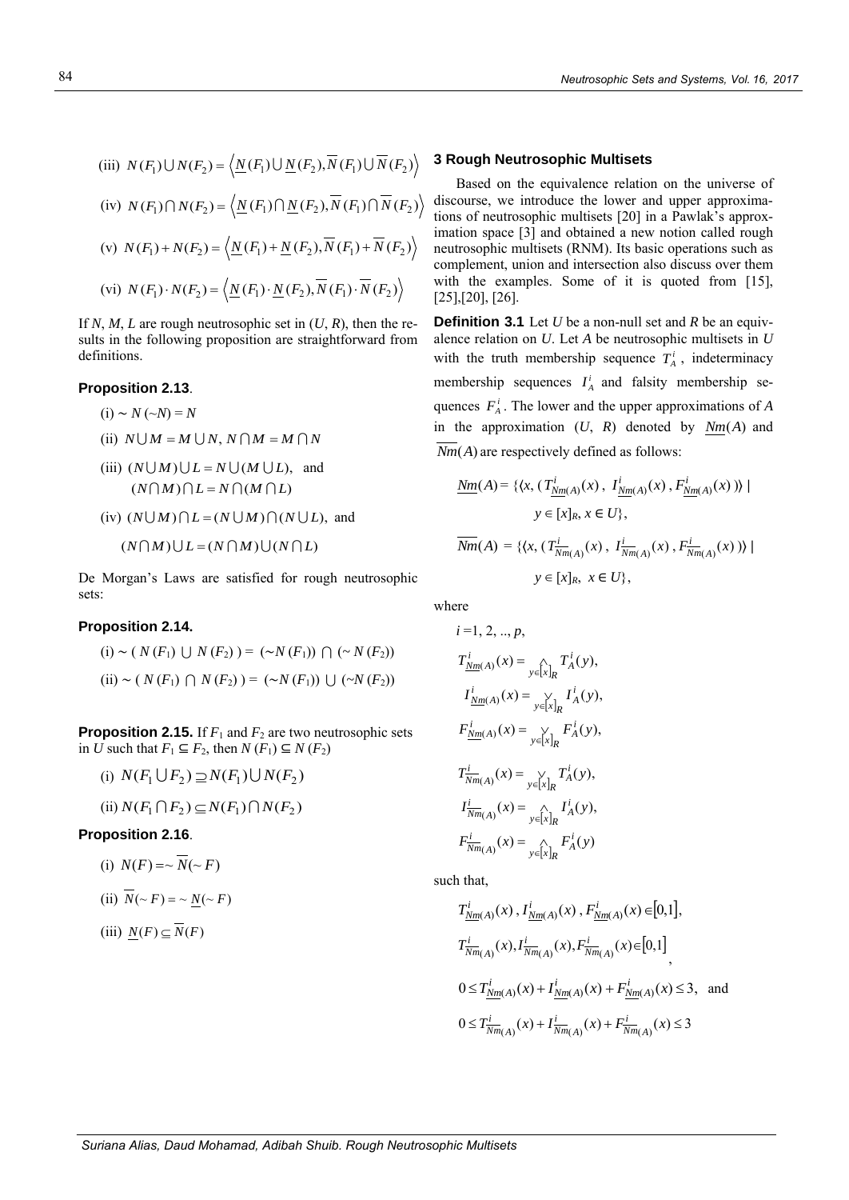(iii) $N(F_1) \bigcup N(F_2) = \left\langle \underline{N}(F_1) \bigcup \underline{N}(F_2), \overline{N}(F_1) \bigcup \overline{N}(F_2) \right\rangle$

(iv) $N(F_1) \bigcap N(F_2) = \left\langle \underline{N}(F_1) \bigcap \underline{N}(F_2), \overline{N}(F_1) \bigcap \overline{N}(F_2) \right\rangle$

(v) $N(F_1) + N(F_2) = \left\langle \underline{N}(F_1) + \underline{N}(F_2), \overline{N}(F_1) + \overline{N}(F_2) \right\rangle$

(vi) $N(F_1) \cdot N(F_2) = \left\langle \underline{N}(F_1) \cdot \underline{N}(F_2), \overline{N}(F_1) \cdot \overline{N}(F_2) \right\rangle$

If $N$, $M$, $L$ are rough neutrosophic set in $(U, R)$, then the results in the following proposition are straightforward from definitions.

**Proposition 2.13**.

(i) $\sim N(\sim N) = N$

(ii) $N \bigcup M = M \bigcup N$, $N \bigcap M = M \bigcap N$

(iii) $(N \bigcup M) \bigcup L = N \bigcup (M \bigcup L)$, and $(N \bigcap M) \bigcap L = N \bigcap (M \bigcap L)$

(iv) $(N \bigcup M) \bigcap L = (N \bigcup M) \bigcap (N \bigcup L)$, and $(N \bigcap M) \bigcup L = (N \bigcap M) \bigcup (N \bigcap L)$

De Morgan's Laws are satisfied for rough neutrosophic sets:

**Proposition 2.14.**

(i) $\sim ( N(F_1) \bigcup N(F_2) ) = (\sim N(F_1)) \bigcap (\sim N(F_2))$

(ii) $\sim ( N(F_1) \bigcap N(F_2) ) = (\sim N(F_1)) \bigcup (\sim N(F_2))$

**Proposition 2.15.** If $F_1$ and $F_2$ are two neutrosophic sets in $U$ such that $F_1 \subseteq F_2$, then $N(F_1) \subseteq N(F_2)$

(i) $N(F_1 \bigcup F_2) \supseteq N(F_1) \bigcup N(F_2)$

(ii) $N(F_1 \bigcap F_2) \subseteq N(F_1) \bigcap N(F_2)$

**Proposition 2.16**.

(i) $N(F) = \sim \overline{N}(\sim F)$

(ii) $\overline{N}(\sim F) = \sim \underline{N}(\sim F)$

(iii) $\underline{N}(F) \subseteq \overline{N}(F)$

## 3 Rough Neutrosophic Multisets

Based on the equivalence relation on the universe of discourse, we introduce the lower and upper approximations of neutrosophic multisets [20] in a Pawlak's approximation space [3] and obtained a new notion called rough neutrosophic multisets (RNM). Its basic operations such as complement, union and intersection also discuss over them with the examples. Some of it is quoted from [15], [25],[20], [26].

**Definition 3.1** Let $U$ be a non-null set and $R$ be an equivalence relation on $U$. Let $A$ be neutrosophic multisets in $U$ with the truth membership sequence $T_A^i$, indeterminacy membership sequences $I_A^i$ and falsity membership sequences $F_A^i$. The lower and the upper approximations of $A$ in the approximation $(U, R)$ denoted by $\underline{Nm}(A)$ and $\overline{Nm}(A)$ are respectively defined as follows:

$$\underline{Nm}(A) = \{\langle x, ( T^i_{\underline{Nm}(A)}(x) , \ I^i_{\underline{Nm}(A)}(x) , F^i_{\underline{Nm}(A)}(x) )\rangle \mid y \in [x]_R, x \in U\},$$

$$\overline{Nm}(A) = \{\langle x, ( T^i_{\overline{Nm}(A)}(x) , \ I^i_{\overline{Nm}(A)}(x) , F^i_{\overline{Nm}(A)}(x) )\rangle \mid y \in [x]_R, \ x \in U\},$$

where

$i = 1, 2, .., p$,

$$T^i_{\underline{Nm}(A)}(x) = \bigwedge_{y \in [x]_R} T^i_A(y),$$

$$I^i_{\underline{Nm}(A)}(x) = \bigvee_{y \in [x]_R} I^i_A(y),$$

$$F^i_{\underline{Nm}(A)}(x) = \bigvee_{y \in [x]_R} F^i_A(y),$$

$$T^i_{\overline{Nm}(A)}(x) = \bigvee_{y \in [x]_R} T^i_A(y),$$

$$I^i_{\overline{Nm}(A)}(x) = \bigwedge_{y \in [x]_R} I^i_A(y),$$

$$F^i_{\overline{Nm}(A)}(x) = \bigwedge_{y \in [x]_R} F^i_A(y)$$

such that,

$$T^i_{\underline{Nm}(A)}(x) , I^i_{\underline{Nm}(A)}(x) , F^i_{\underline{Nm}(A)}(x) \in [0,1],$$

$$T^i_{\overline{Nm}(A)}(x), I^i_{\overline{Nm}(A)}(x), F^i_{\overline{Nm}(A)}(x) \in [0,1],$$

$$0 \le T^i_{\underline{Nm}(A)}(x) + I^i_{\underline{Nm}(A)}(x) + F^i_{\underline{Nm}(A)}(x) \le 3, \text{ and}$$

$$0 \le T^i_{\overline{Nm}(A)}(x) + I^i_{\overline{Nm}(A)}(x) + F^i_{\overline{Nm}(A)}(x) \le 3$$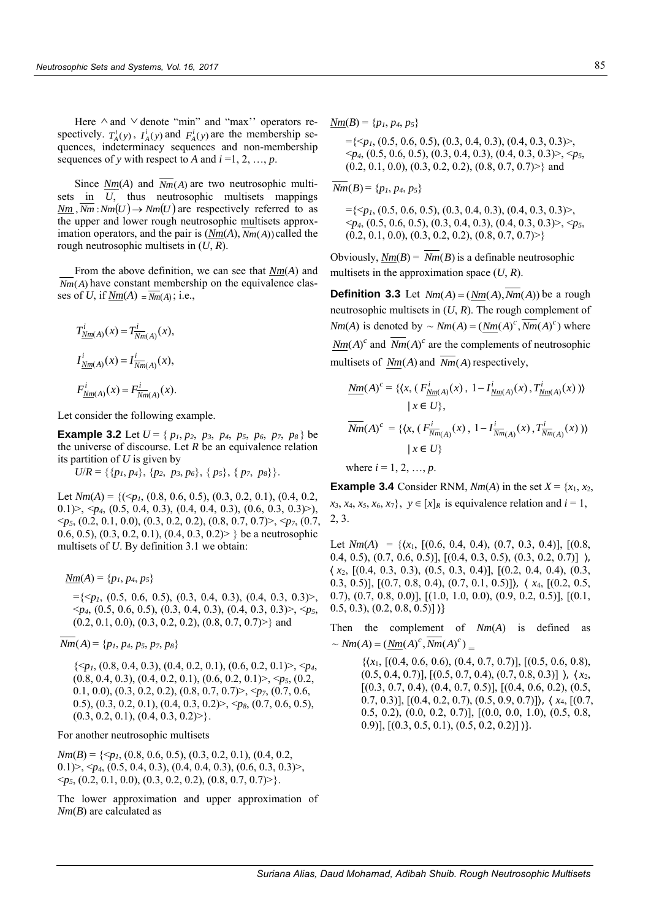Here $\wedge$ and $\vee$ denote "min" and "max'' operators respectively. $T_A^i(y)$, $I_A^i(y)$ and $F_A^i(y)$ are the membership sequences, indeterminacy sequences and non-membership sequences of $y$ with respect to $A$ and $i$ =1, 2, …, $p$.

Since $\underline{Nm}(A)$ and $\overline{Nm}(A)$ are two neutrosophic multisets in $U$, thus neutrosophic multisets mappings $\underline{Nm}, \overline{Nm}: Nm(U) \rightarrow Nm(U)$ are respectively referred to as the upper and lower rough neutrosophic multisets approximation operators, and the pair is $(\underline{Nm}(A), \overline{Nm}(A))$ called the rough neutrosophic multisets in $(U, R)$.

From the above definition, we can see that $\underline{Nm}(A)$ and $\overline{Nm}(A)$ have constant membership on the equivalence classes of $U$, if $\underline{Nm}(A) = \overline{Nm}(A)$; i.e.,

$$T^i_{\underline{Nm}(A)}(x) = T^i_{\overline{Nm}(A)}(x),$$

$$I^i_{\underline{Nm}(A)}(x) = I^i_{\overline{Nm}(A)}(x),$$

$$F^i_{\underline{Nm}(A)}(x) = F^i_{\overline{Nm}(A)}(x).$$

Let consider the following example.

**Example 3.2** Let $U = \{ p_1, p_2, p_3, p_4, p_5, p_6, p_7, p_8 \}$ be the universe of discourse. Let $R$ be an equivalence relation its partition of $U$ is given by

$U/R = \{\{p_1, p_4\}, \{p_2, p_3, p_6\}, \{ p_5\}, \{ p_7, p_8\}\}$.

Let $Nm(A) = \{(<p_1$, (0.8, 0.6, 0.5), (0.3, 0.2, 0.1), (0.4, 0.2, 0.1)>, $<p_4$, (0.5, 0.4, 0.3), (0.4, 0.4, 0.3), (0.6, 0.3, 0.3)>), $<p_5$, (0.2, 0.1, 0.0), (0.3, 0.2, 0.2), (0.8, 0.7, 0.7)>, $<p_7$, (0.7, 0.6, 0.5), (0.3, 0.2, 0.1), (0.4, 0.3, 0.2)> } be a neutrosophic multisets of $U$. By definition 3.1 we obtain:

$\underline{Nm}(A) = \{p_1, p_4, p_5\}$

={$<p_1$, (0.5, 0.6, 0.5), (0.3, 0.4, 0.3), (0.4, 0.3, 0.3)>, $<p_4$, (0.5, 0.6, 0.5), (0.3, 0.4, 0.3), (0.4, 0.3, 0.3)>, $<p_5$, (0.2, 0.1, 0.0), (0.3, 0.2, 0.2), (0.8, 0.7, 0.7)>} and

$\overline{Nm}(A) = \{p_1, p_4, p_5, p_7, p_8\}$

{$<p_1$, (0.8, 0.4, 0.3), (0.4, 0.2, 0.1), (0.6, 0.2, 0.1)>, $<p_4$, (0.8, 0.4, 0.3), (0.4, 0.2, 0.1), (0.6, 0.2, 0.1)>, $<p_5$, (0.2, 0.1, 0.0), (0.3, 0.2, 0.2), (0.8, 0.7, 0.7)>, $<p_7$, (0.7, 0.6, 0.5), (0.3, 0.2, 0.1), (0.4, 0.3, 0.2)>, $<p_8$, (0.7, 0.6, 0.5), (0.3, 0.2, 0.1), (0.4, 0.3, 0.2)>}.

For another neutrosophic multisets

$Nm(B)$ = {$<p_1$, (0.8, 0.6, 0.5), (0.3, 0.2, 0.1), (0.4, 0.2, 0.1)>, $<p_4$, (0.5, 0.4, 0.3), (0.4, 0.4, 0.3), (0.6, 0.3, 0.3)>, $<p_5$, (0.2, 0.1, 0.0), (0.3, 0.2, 0.2), (0.8, 0.7, 0.7)>}.

The lower approximation and upper approximation of $Nm(B)$ are calculated as

$\underline{Nm}(B) = \{p_1, p_4, p_5\}$

={$<p_1$, (0.5, 0.6, 0.5), (0.3, 0.4, 0.3), (0.4, 0.3, 0.3)>, $<p_4$, (0.5, 0.6, 0.5), (0.3, 0.4, 0.3), (0.4, 0.3, 0.3)>, $<p_5$, (0.2, 0.1, 0.0), (0.3, 0.2, 0.2), (0.8, 0.7, 0.7)>} and

$\overline{Nm}(B) = \{p_1, p_4, p_5\}$

={$<p_1$, (0.5, 0.6, 0.5), (0.3, 0.4, 0.3), (0.4, 0.3, 0.3)>, $<p_4$, (0.5, 0.6, 0.5), (0.3, 0.4, 0.3), (0.4, 0.3, 0.3)>, $<p_5$, (0.2, 0.1, 0.0), (0.3, 0.2, 0.2), (0.8, 0.7, 0.7)>}

Obviously, $\underline{Nm}(B) = \overline{Nm}(B)$ is a definable neutrosophic multisets in the approximation space $(U, R)$.

**Definition 3.3** Let $Nm(A) = (\underline{Nm}(A), \overline{Nm}(A))$ be a rough neutrosophic multisets in $(U, R)$. The rough complement of $Nm(A)$ is denoted by $\sim Nm(A) = (\underline{Nm}(A)^c, \overline{Nm}(A)^c)$ where $\underline{Nm}(A)^c$ and $\overline{Nm}(A)^c$ are the complements of neutrosophic multisets of $\underline{Nm}(A)$ and $\overline{Nm}(A)$ respectively,

$$\underline{Nm}(A)^c = \{\langle x, (F^i_{\underline{Nm}(A)}(x), 1 - I^i_{\underline{Nm}(A)}(x), T^i_{\underline{Nm}(A)}(x))\rangle \mid x \in U\},$$

$$\overline{Nm}(A)^c = \{\langle x, (F^i_{\overline{Nm}(A)}(x), 1 - I^i_{\overline{Nm}(A)}(x), T^i_{\overline{Nm}(A)}(x))\rangle \mid x \in U\}$$

where $i$ = 1, 2, …, $p$.

**Example 3.4** Consider RNM, $Nm(A)$ in the set $X = \{x_1, x_2, x_3, x_4, x_5, x_6, x_7\}$, $y \in [x]_R$ is equivalence relation and $i$ = 1, 2, 3.

Let $Nm(A)$ = {⟨$x_1$, [(0.6, 0.4, 0.4), (0.7, 0.3, 0.4)], [(0.8, 0.4, 0.5), (0.7, 0.6, 0.5)], [(0.4, 0.3, 0.5), (0.3, 0.2, 0.7)] ⟩, ⟨ $x_2$, [(0.4, 0.3, 0.3), (0.5, 0.3, 0.4)], [(0.2, 0.4, 0.4), (0.3, 0.3, 0.5)], [(0.7, 0.8, 0.4), (0.7, 0.1, 0.5)]⟩, ⟨ $x_4$, [(0.2, 0.5, 0.7), (0.7, 0.8, 0.0)], [(1.0, 1.0, 0.0), (0.9, 0.2, 0.5)], [(0.1, 0.5, 0.3), (0.2, 0.8, 0.5)] ⟩}

Then the complement of $Nm(A)$ is defined as $\sim Nm(A) = (\underline{Nm}(A)^c, \overline{Nm}(A)^c) =$

{⟨$x_1$, [(0.4, 0.6, 0.6), (0.4, 0.7, 0.7)], [(0.5, 0.6, 0.8), (0.5, 0.4, 0.7)], [(0.5, 0.7, 0.4), (0.7, 0.8, 0.3)] ⟩, ⟨$x_2$, [(0.3, 0.7, 0.4), (0.4, 0.7, 0.5)], [(0.4, 0.6, 0.2), (0.5, 0.7, 0.3)], [(0.4, 0.2, 0.7), (0.5, 0.9, 0.7)]⟩, ⟨ $x_4$, [(0.7, 0.5, 0.2), (0.0, 0.2, 0.7)], [(0.0, 0.0, 1.0), (0.5, 0.8, 0.9)], [(0.3, 0.5, 0.1), (0.5, 0.2, 0.2)] ⟩}.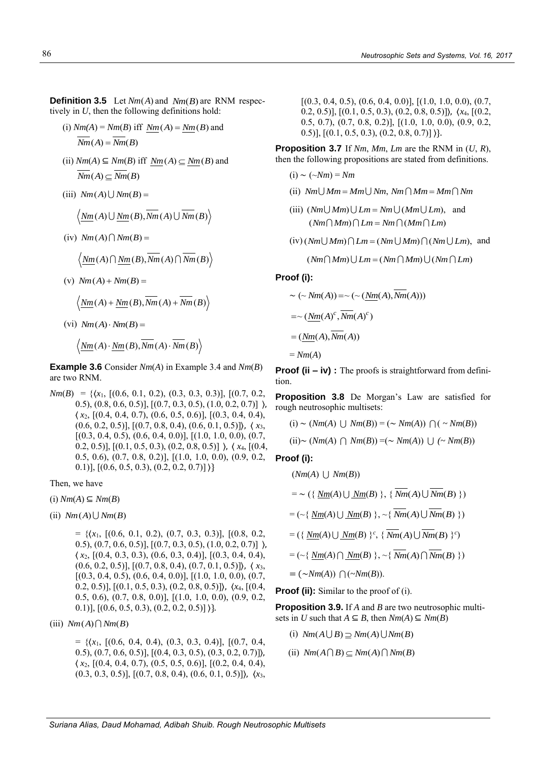**Definition 3.5** Let $Nm(A)$ and $Nm(B)$ are RNM respectively in $U$, then the following definitions hold:

(i) $Nm(A) = Nm(B)$ iff $\underline{Nm}(A) = \underline{Nm}(B)$ and $\overline{Nm}(A) = \overline{Nm}(B)$

(ii) $Nm(A) \subseteq Nm(B)$ iff $\underline{Nm}(A) \subseteq \underline{Nm}(B)$ and $\overline{Nm}(A) \subseteq \overline{Nm}(B)$

(iii) $Nm(A) \bigcup Nm(B) =$

$$\left\langle \underline{Nm}(A) \bigcup \underline{Nm}(B), \overline{Nm}(A) \bigcup \overline{Nm}(B) \right\rangle$$

(iv) $Nm(A) \bigcap Nm(B) =$

$$\left\langle \underline{Nm}(A) \bigcap \underline{Nm}(B), \overline{Nm}(A) \bigcap \overline{Nm}(B) \right\rangle$$

(v) $Nm(A) + Nm(B) =$

$$\left\langle \underline{Nm}(A) + \underline{Nm}(B), \overline{Nm}(A) + \overline{Nm}(B) \right\rangle$$

(vi) $Nm(A) \cdot Nm(B) =$

$$\left\langle \underline{Nm}(A) \cdot \underline{Nm}(B), \overline{Nm}(A) \cdot \overline{Nm}(B) \right\rangle$$

**Example 3.6** Consider $Nm(A)$ in Example 3.4 and $Nm(B)$ are two RNM.

$Nm(B)$ = {⟨$x_1$, [(0.6, 0.1, 0.2), (0.3, 0.3, 0.3)], [(0.7, 0.2, 0.5), (0.8, 0.6, 0.5)], [(0.7, 0.3, 0.5), (1.0, 0.2, 0.7)] ⟩, ⟨ $x_2$, [(0.4, 0.4, 0.7), (0.6, 0.5, 0.6)], [(0.3, 0.4, 0.4), (0.6, 0.2, 0.5)], [(0.7, 0.8, 0.4), (0.6, 0.1, 0.5)]⟩, ⟨ $x_3$, [(0.3, 0.4, 0.5), (0.6, 0.4, 0.0)], [(1.0, 1.0, 0.0), (0.7, 0.2, 0.5)], [(0.1, 0.5, 0.3), (0.2, 0.8, 0.5)] ⟩, ⟨ $x_4$, [(0.4, 0.5, 0.6), (0.7, 0.8, 0.2)], [(1.0, 1.0, 0.0), (0.9, 0.2, 0.1)], [(0.6, 0.5, 0.3), (0.2, 0.2, 0.7)] ⟩}

Then, we have

(i) $Nm(A) \subseteq Nm(B)$

(ii) $Nm(A) \bigcup Nm(B)$

= {⟨$x_1$, [(0.6, 0.1, 0.2), (0.7, 0.3, 0.3)], [(0.8, 0.2, 0.5), (0.7, 0.6, 0.5)], [(0.7, 0.3, 0.5), (1.0, 0.2, 0.7)] ⟩, ⟨ $x_2$, [(0.4, 0.3, 0.3), (0.6, 0.3, 0.4)], [(0.3, 0.4, 0.4), (0.6, 0.2, 0.5)], [(0.7, 0.8, 0.4), (0.7, 0.1, 0.5)]⟩, ⟨ $x_3$, [(0.3, 0.4, 0.5), (0.6, 0.4, 0.0)], [(1.0, 1.0, 0.0), (0.7, 0.2, 0.5)], [(0.1, 0.5, 0.3), (0.2, 0.8, 0.5)]⟩, ⟨$x_4$, [(0.4, 0.5, 0.6), (0.7, 0.8, 0.0)], [(1.0, 1.0, 0.0), (0.9, 0.2, 0.1)], [(0.6, 0.5, 0.3), (0.2, 0.2, 0.5)] ⟩}.

(iii) $Nm(A) \bigcap Nm(B)$

= {⟨$x_1$, [(0.6, 0.4, 0.4), (0.3, 0.3, 0.4)], [(0.7, 0.4, 0.5), (0.7, 0.6, 0.5)], [(0.4, 0.3, 0.5), (0.3, 0.2, 0.7)]⟩, ⟨ $x_2$, [(0.4, 0.4, 0.7), (0.5, 0.5, 0.6)], [(0.2, 0.4, 0.4), (0.3, 0.3, 0.5)], [(0.7, 0.8, 0.4), (0.6, 0.1, 0.5)]⟩, ⟨$x_3$, [(0.3, 0.4, 0.5), (0.6, 0.4, 0.0)], [(1.0, 1.0, 0.0), (0.7, 0.2, 0.5)], [(0.1, 0.5, 0.3), (0.2, 0.8, 0.5)]⟩, ⟨$x_4$, [(0.2, 0.5, 0.7), (0.7, 0.8, 0.2)], [(1.0, 1.0, 0.0), (0.9, 0.2, 0.5)], [(0.1, 0.5, 0.3), (0.2, 0.8, 0.7)] ⟩}.

**Proposition 3.7** If $Nm$, $Mm$, $Lm$ are the RNM in ($U$, $R$), then the following propositions are stated from definitions.

(i) $\sim (\sim Nm) = Nm$

(ii) $Nm \bigcup Mm = Mm \bigcup Nm$, $Nm \bigcap Mm = Mm \bigcap Nm$

(iii) $(Nm \bigcup Mm) \bigcup Lm = Nm \bigcup (Mm \bigcup Lm)$, and $(Nm \bigcap Mm) \bigcap Lm = Nm \bigcap (Mm \bigcap Lm)$

(iv) $(Nm \bigcup Mm) \bigcap Lm = (Nm \bigcup Mm) \bigcap (Nm \bigcup Lm)$, and $(Nm \bigcap Mm) \bigcup Lm = (Nm \bigcap Mm) \bigcup (Nm \bigcap Lm)$

**Proof (i):**

$$\sim (\sim Nm(A)) = \sim (\sim (\underline{Nm}(A), \overline{Nm}(A)))$$

$$= \sim (\underline{Nm}(A)^c, \overline{Nm}(A)^c)$$

$$= (\underline{Nm}(A), \overline{Nm}(A))$$

$$= Nm(A)$$

**Proof (ii – iv) :** The proofs is straightforward from definition.

**Proposition 3.8** De Morgan's Law are satisfied for rough neutrosophic multisets:

(i) $\sim (Nm(A) \bigcup Nm(B)) = (\sim Nm(A)) \bigcap (\sim Nm(B))$

(ii) $\sim (Nm(A) \bigcap Nm(B)) = (\sim Nm(A)) \bigcup (\sim Nm(B))$

**Proof (i):**

$(Nm(A) \bigcup Nm(B))$

$$= \sim (\{ \underline{Nm}(A) \bigcup \underline{Nm}(B) \}, \{ \overline{Nm}(A) \bigcup \overline{Nm}(B) \})$$

$$= (\sim\{ \underline{Nm}(A) \bigcup \underline{Nm}(B) \}, \sim\{ \overline{Nm}(A) \bigcup \overline{Nm}(B) \})$$

$$= (\{ \underline{Nm}(A) \bigcup \underline{Nm}(B) \}^c, \{ \overline{Nm}(A) \bigcup \overline{Nm}(B) \}^c)$$

$$= (\sim\{ \underline{Nm}(A) \bigcap \underline{Nm}(B) \}, \sim\{ \overline{Nm}(A) \bigcap \overline{Nm}(B) \})$$

$$= (\sim Nm(A)) \bigcap (\sim Nm(B)).$$

**Proof (ii):** Similar to the proof of (i).

**Proposition 3.9.** If $A$ and $B$ are two neutrosophic multisets in $U$ such that $A \subseteq B$, then $Nm(A) \subseteq Nm(B)$

(i) $Nm(A \bigcup B) \supseteq Nm(A) \bigcup Nm(B)$

(ii) $Nm(A \bigcap B) \subseteq Nm(A) \bigcap Nm(B)$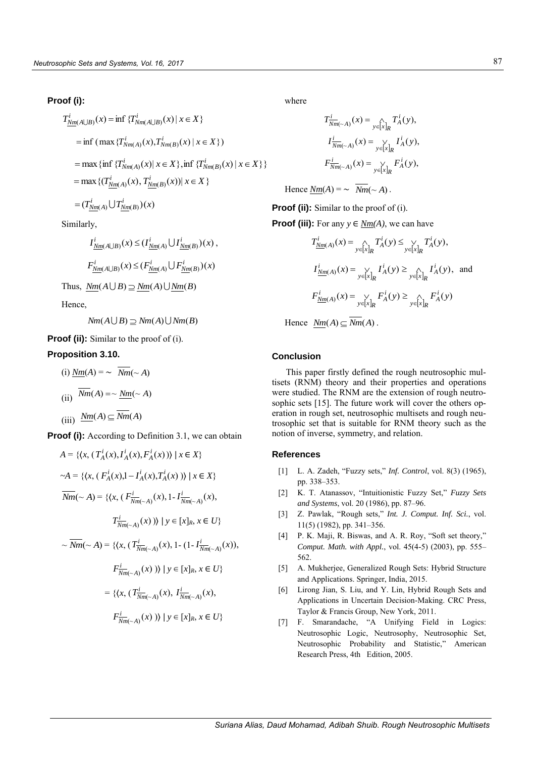**Proof (i):**

$$T^i_{\underline{Nm}(A\cup B)}(x) = \inf \{T^i_{Nm(A\cup B)}(x) \mid x \in X\}$$

$$= \inf (\max \{T^i_{Nm(A)}(x), T^i_{Nm(B)}(x) \mid x \in X\})$$

$$= \max \{\inf \{T^i_{Nm(A)}(x) \mid x \in X\}, \inf \{T^i_{Nm(B)}(x) \mid x \in X\}\}$$

$$= \max \{(T^i_{\underline{Nm}(A)}(x), T^i_{\underline{Nm}(B)}(x)) \mid x \in X\}$$

$$= (T^i_{\underline{Nm}(A)} \cup T^i_{\underline{Nm}(B)})(x)$$

Similarly,

$$I^i_{\underline{Nm}(A\cup B)}(x) \leq (I^i_{\underline{Nm}(A)} \cup I^i_{\underline{Nm}(B)})(x),$$

$$F^i_{\underline{Nm}(A\cup B)}(x) \leq (F^i_{\underline{Nm}(A)} \cup F^i_{\underline{Nm}(B)})(x)$$

Thus, $\underline{Nm}(A \cup B) \supseteq \underline{Nm}(A) \cup \underline{Nm}(B)$

Hence,

$$Nm(A \cup B) \supseteq Nm(A) \cup Nm(B)$$

**Proof (ii):** Similar to the proof of (i).

**Proposition 3.10.**

(i) $\underline{Nm}(A) = \sim \overline{Nm}(\sim A)$

(ii) $\overline{Nm}(A) = \sim \underline{Nm}(\sim A)$

(iii) $\underline{Nm}(A) \subseteq \overline{Nm}(A)$

**Proof (i):** According to Definition 3.1, we can obtain

$$A = \{\langle x, (T^i_A(x), I^i_A(x), F^i_A(x))\rangle \mid x \in X\}$$

$$\sim A = \{\langle x, (F^i_A(x), 1 - I^i_A(x), T^i_A(x))\rangle \mid x \in X\}$$

$$\overline{Nm}(\sim A) = \{\langle x, (F^i_{\overline{Nm}(\sim A)}(x), 1- I^i_{\overline{Nm}(\sim A)}(x),$$

$$T^i_{\overline{Nm}(\sim A)}(x))\rangle \mid y \in [x]_R, x \in U\}$$

$$\sim \overline{Nm}(\sim A) = \{\langle x, (T^i_{\overline{Nm}(\sim A)}(x), 1- (1- I^i_{\overline{Nm}(\sim A)}(x)),$$

$$F^i_{\overline{Nm}(\sim A)}(x))\rangle \mid y \in [x]_R, x \in U\}$$

$$= \{\langle x, (T^i_{\overline{Nm}(\sim A)}(x), I^i_{\overline{Nm}(\sim A)}(x),$$

$$F^i_{\overline{Nm}(\sim A)}(x))\rangle \mid y \in [x]_R, x \in U\}$$

where

$$T^i_{\overline{Nm}(\sim A)}(x) = \bigwedge_{y\in[x]_R} T^i_A(y),$$

$$I^i_{\overline{Nm}(\sim A)}(x) = \bigvee_{y\in[x]_R} I^i_A(y),$$

$$F^i_{\overline{Nm}(\sim A)}(x) = \bigvee_{y\in[x]_R} F^i_A(y),$$

Hence $\underline{Nm}(A) = \sim \overline{Nm}(\sim A)$.

**Proof (ii):** Similar to the proof of (i).

**Proof (iii):** For any $y \in \underline{Nm}(A)$, we can have

$$T^i_{\underline{Nm}(A)}(x) = \bigwedge_{y\in[x]_R} T^i_A(y) \leq \bigvee_{y\in[x]_R} T^i_A(y),$$

$$I^i_{\underline{Nm}(A)}(x) = \bigvee_{y\in[x]_R} I^i_A(y) \geq \bigwedge_{y\in[x]_R} I^i_A(y), \text{ and}$$

$$F^i_{\underline{Nm}(A)}(x) = \bigvee_{y\in[x]_R} F^i_A(y) \geq \bigwedge_{y\in[x]_R} F^i_A(y)$$

Hence $\underline{Nm}(A) \subseteq \overline{Nm}(A)$.

## Conclusion

This paper firstly defined the rough neutrosophic multisets (RNM) theory and their properties and operations were studied. The RNM are the extension of rough neutrosophic sets [15]. The future work will cover the others operation in rough set, neutrosophic multisets and rough neutrosophic set that is suitable for RNM theory such as the notion of inverse, symmetry, and relation.

## References

[1] L. A. Zadeh, "Fuzzy sets," *Inf. Control*, vol. 8(3) (1965), pp. 338–353.

[2] K. T. Atanassov, "Intuitionistic Fuzzy Set," *Fuzzy Sets and Systems*, vol. 20 (1986), pp. 87–96.

[3] Z. Pawlak, "Rough sets," *Int. J. Comput. Inf. Sci.*, vol. 11(5) (1982), pp. 341–356.

[4] P. K. Maji, R. Biswas, and A. R. Roy, "Soft set theory," *Comput. Math. with Appl.*, vol. 45(4-5) (2003), pp. 555–562.

[5] A. Mukherjee, Generalized Rough Sets: Hybrid Structure and Applications. Springer, India, 2015.

[6] Lirong Jian, S. Liu, and Y. Lin, Hybrid Rough Sets and Applications in Uncertain Decision-Making. CRC Press, Taylor & Francis Group, New York, 2011.

[7] F. Smarandache, "A Unifying Field in Logics: Neutrosophic Logic, Neutrosophy, Neutrosophic Set, Neutrosophic Probability and Statistic," American Research Press, 4th Edition, 2005.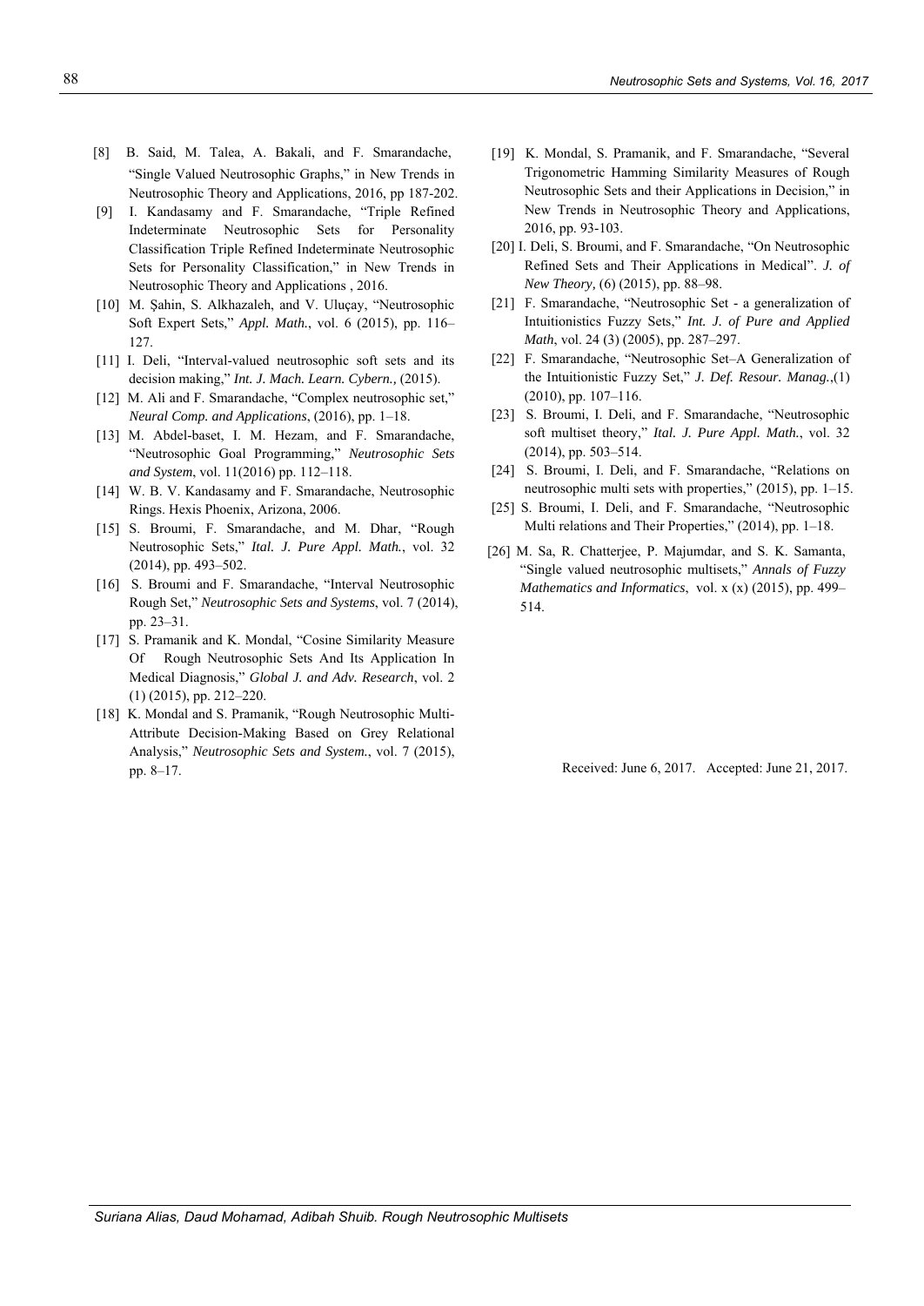[8] B. Said, M. Talea, A. Bakali, and F. Smarandache, "Single Valued Neutrosophic Graphs," in New Trends in Neutrosophic Theory and Applications, 2016, pp 187-202.

[9] I. Kandasamy and F. Smarandache, "Triple Refined Indeterminate Neutrosophic Sets for Personality Classification Triple Refined Indeterminate Neutrosophic Sets for Personality Classification," in New Trends in Neutrosophic Theory and Applications , 2016.

[10] M. Şahin, S. Alkhazaleh, and V. Uluçay, "Neutrosophic Soft Expert Sets," *Appl. Math.*, vol. 6 (2015), pp. 116–127.

[11] I. Deli, "Interval-valued neutrosophic soft sets and its decision making," *Int. J. Mach. Learn. Cybern.,* (2015).

[12] M. Ali and F. Smarandache, "Complex neutrosophic set," *Neural Comp. and Applications*, (2016), pp. 1–18.

[13] M. Abdel-baset, I. M. Hezam, and F. Smarandache, "Neutrosophic Goal Programming," *Neutrosophic Sets and System*, vol. 11(2016) pp. 112–118.

[14] W. B. V. Kandasamy and F. Smarandache, Neutrosophic Rings. Hexis Phoenix, Arizona, 2006.

[15] S. Broumi, F. Smarandache, and M. Dhar, "Rough Neutrosophic Sets," *Ital. J. Pure Appl. Math.*, vol. 32 (2014), pp. 493–502.

[16] S. Broumi and F. Smarandache, "Interval Neutrosophic Rough Set," *Neutrosophic Sets and Systems*, vol. 7 (2014), pp. 23–31.

[17] S. Pramanik and K. Mondal, "Cosine Similarity Measure Of Rough Neutrosophic Sets And Its Application In Medical Diagnosis," *Global J. and Adv. Research*, vol. 2 (1) (2015), pp. 212–220.

[18] K. Mondal and S. Pramanik, "Rough Neutrosophic Multi-Attribute Decision-Making Based on Grey Relational Analysis," *Neutrosophic Sets and System.*, vol. 7 (2015), pp. 8–17.

[19] K. Mondal, S. Pramanik, and F. Smarandache, "Several Trigonometric Hamming Similarity Measures of Rough Neutrosophic Sets and their Applications in Decision," in New Trends in Neutrosophic Theory and Applications, 2016, pp. 93-103.

[20] I. Deli, S. Broumi, and F. Smarandache, "On Neutrosophic Refined Sets and Their Applications in Medical". *J. of New Theory,* (6) (2015), pp. 88–98.

[21] F. Smarandache, "Neutrosophic Set - a generalization of Intuitionistics Fuzzy Sets," *Int. J. of Pure and Applied Math*, vol. 24 (3) (2005), pp. 287–297.

[22] F. Smarandache, "Neutrosophic Set–A Generalization of the Intuitionistic Fuzzy Set," *J. Def. Resour. Manag.*,(1) (2010), pp. 107–116.

[23] S. Broumi, I. Deli, and F. Smarandache, "Neutrosophic soft multiset theory," *Ital. J. Pure Appl. Math.*, vol. 32 (2014), pp. 503–514.

[24] S. Broumi, I. Deli, and F. Smarandache, "Relations on neutrosophic multi sets with properties," (2015), pp. 1–15.

[25] S. Broumi, I. Deli, and F. Smarandache, "Neutrosophic Multi relations and Their Properties," (2014), pp. 1–18.

[26] M. Sa, R. Chatterjee, P. Majumdar, and S. K. Samanta, "Single valued neutrosophic multisets," *Annals of Fuzzy Mathematics and Informatics*, vol. x (x) (2015), pp. 499–514.

Received: June 6, 2017. Accepted: June 21, 2017.